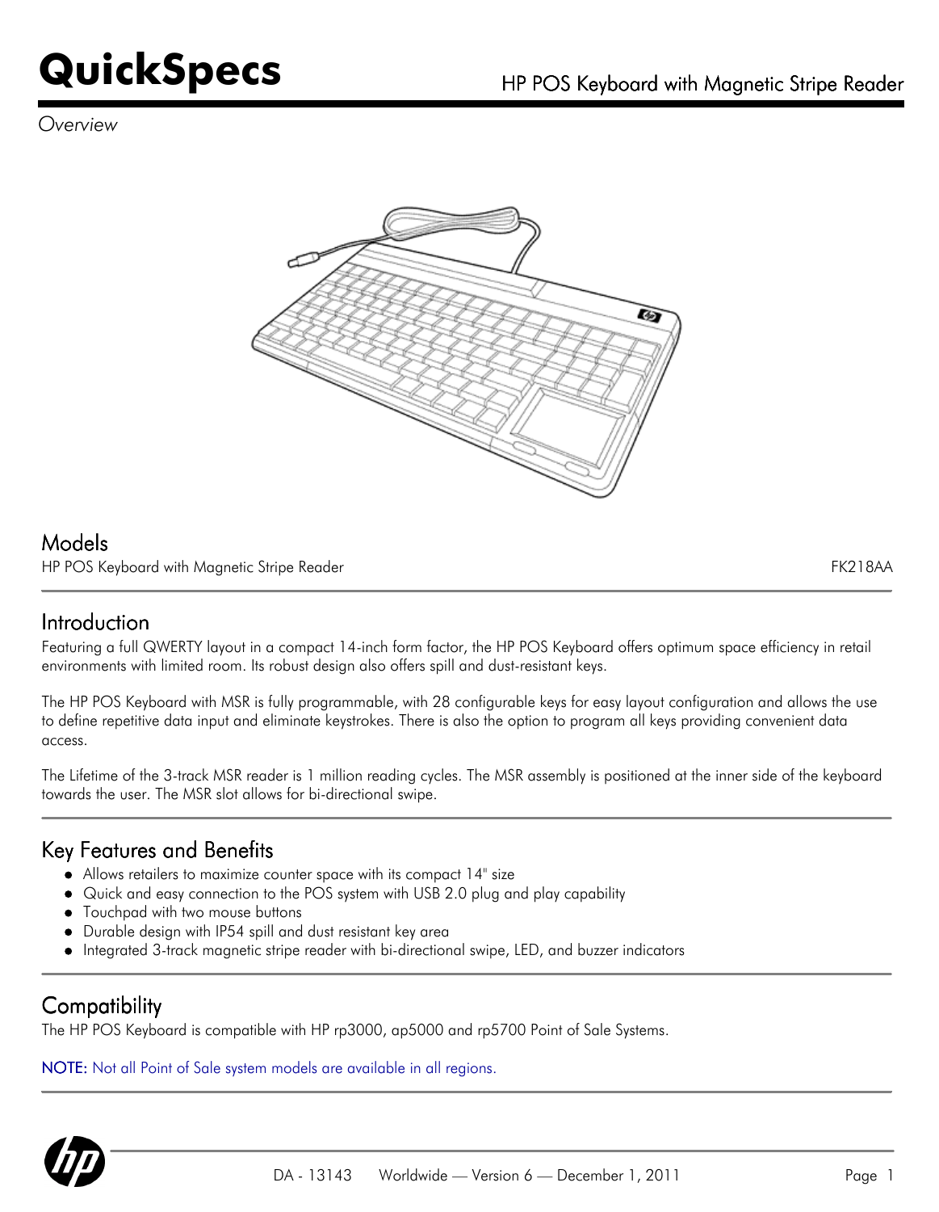# QuickSpecs

## HP POS Keyboard with Magnetic Stripe Reader

*Overview*

## Models

| | |
|---|---|
| HP POS Keyboard with Magnetic Stripe Reader | FK218AA |

## Introduction

Featuring a full QWERTY layout in a compact 14-inch form factor, the HP POS Keyboard offers optimum space efficiency in retail environments with limited room. Its robust design also offers spill and dust-resistant keys.

The HP POS Keyboard with MSR is fully programmable, with 28 configurable keys for easy layout configuration and allows the use to define repetitive data input and eliminate keystrokes. There is also the option to program all keys providing convenient data access.

The Lifetime of the 3-track MSR reader is 1 million reading cycles. The MSR assembly is positioned at the inner side of the keyboard towards the user. The MSR slot allows for bi-directional swipe.

## Key Features and Benefits

- Allows retailers to maximize counter space with its compact 14" size
- Quick and easy connection to the POS system with USB 2.0 plug and play capability
- Touchpad with two mouse buttons
- Durable design with IP54 spill and dust resistant key area
- Integrated 3-track magnetic stripe reader with bi-directional swipe, LED, and buzzer indicators

## Compatibility

The HP POS Keyboard is compatible with HP rp3000, ap5000 and rp5700 Point of Sale Systems.

NOTE: Not all Point of Sale system models are available in all regions.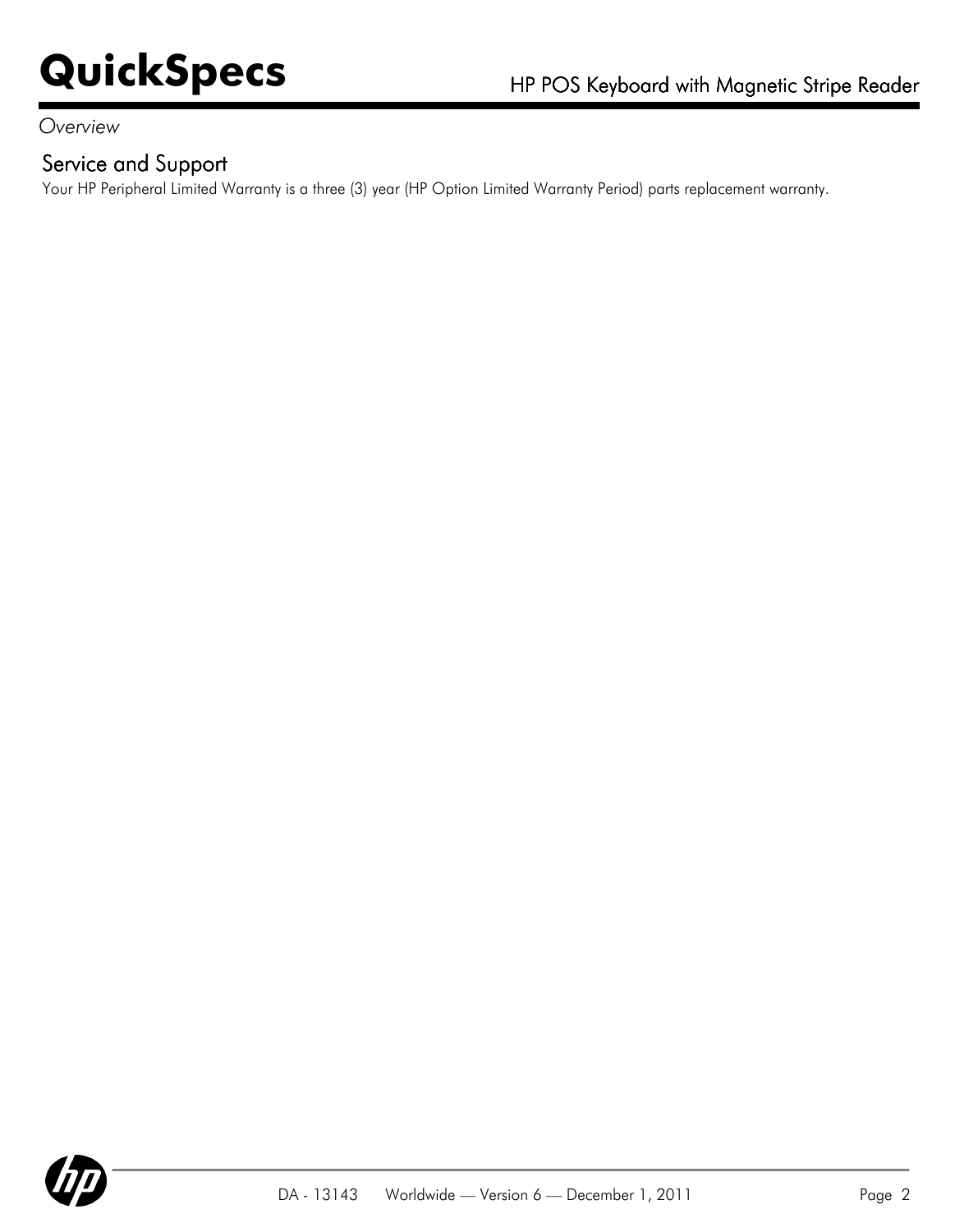*Overview*

## Service and Support

Your HP Peripheral Limited Warranty is a three (3) year (HP Option Limited Warranty Period) parts replacement warranty.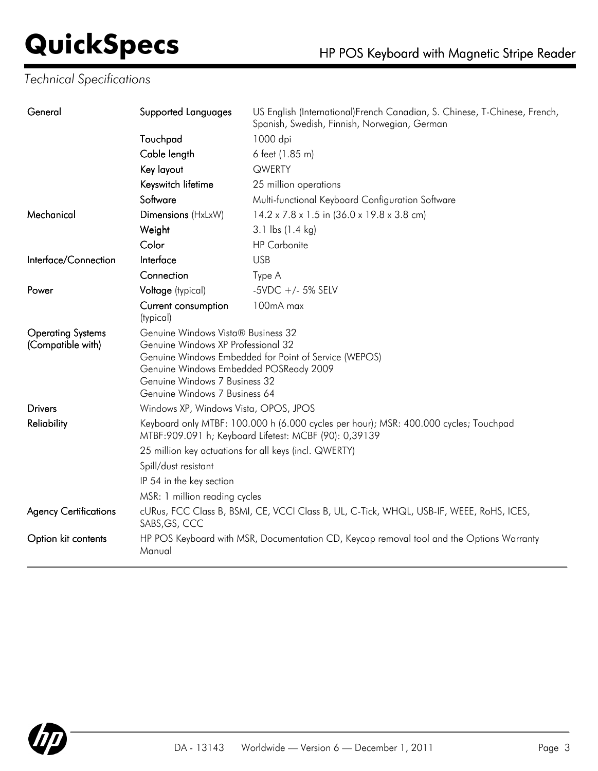# QuickSpecs

## HP POS Keyboard with Magnetic Stripe Reader

*Technical Specifications*

| | | |
|---|---|---|
| **General** | **Supported Languages** | US English (International)French Canadian, S. Chinese, T-Chinese, French, Spanish, Swedish, Finnish, Norwegian, German |
| | **Touchpad** | 1000 dpi |
| | **Cable length** | 6 feet (1.85 m) |
| | **Key layout** | QWERTY |
| | **Keyswitch lifetime** | 25 million operations |
| | **Software** | Multi-functional Keyboard Configuration Software |
| **Mechanical** | **Dimensions** (HxLxW) | 14.2 x 7.8 x 1.5 in (36.0 x 19.8 x 3.8 cm) |
| | **Weight** | 3.1 lbs (1.4 kg) |
| | **Color** | HP Carbonite |
| **Interface/Connection** | **Interface** | USB |
| | **Connection** | Type A |
| **Power** | **Voltage** (typical) | -5VDC +/- 5% SELV |
| | **Current consumption** (typical) | 100mA max |
| **Operating Systems (Compatible with)** | Genuine Windows Vista® Business 32<br>Genuine Windows XP Professional 32<br>Genuine Windows Embedded for Point of Service (WEPOS)<br>Genuine Windows Embedded POSReady 2009<br>Genuine Windows 7 Business 32<br>Genuine Windows 7 Business 64 | |
| **Drivers** | Windows XP, Windows Vista, OPOS, JPOS | |
| **Reliability** | Keyboard only MTBF: 100.000 h (6.000 cycles per hour); MSR: 400.000 cycles; Touchpad MTBF:909.091 h; Keyboard Lifetest: MCBF (90): 0,39139 | |
| | 25 million key actuations for all keys (incl. QWERTY) | |
| | Spill/dust resistant | |
| | IP 54 in the key section | |
| | MSR: 1 million reading cycles | |
| **Agency Certifications** | cURus, FCC Class B, BSMI, CE, VCCI Class B, UL, C-Tick, WHQL, USB-IF, WEEE, RoHS, ICES, SABS,GS, CCC | |
| **Option kit contents** | HP POS Keyboard with MSR, Documentation CD, Keycap removal tool and the Options Warranty Manual | |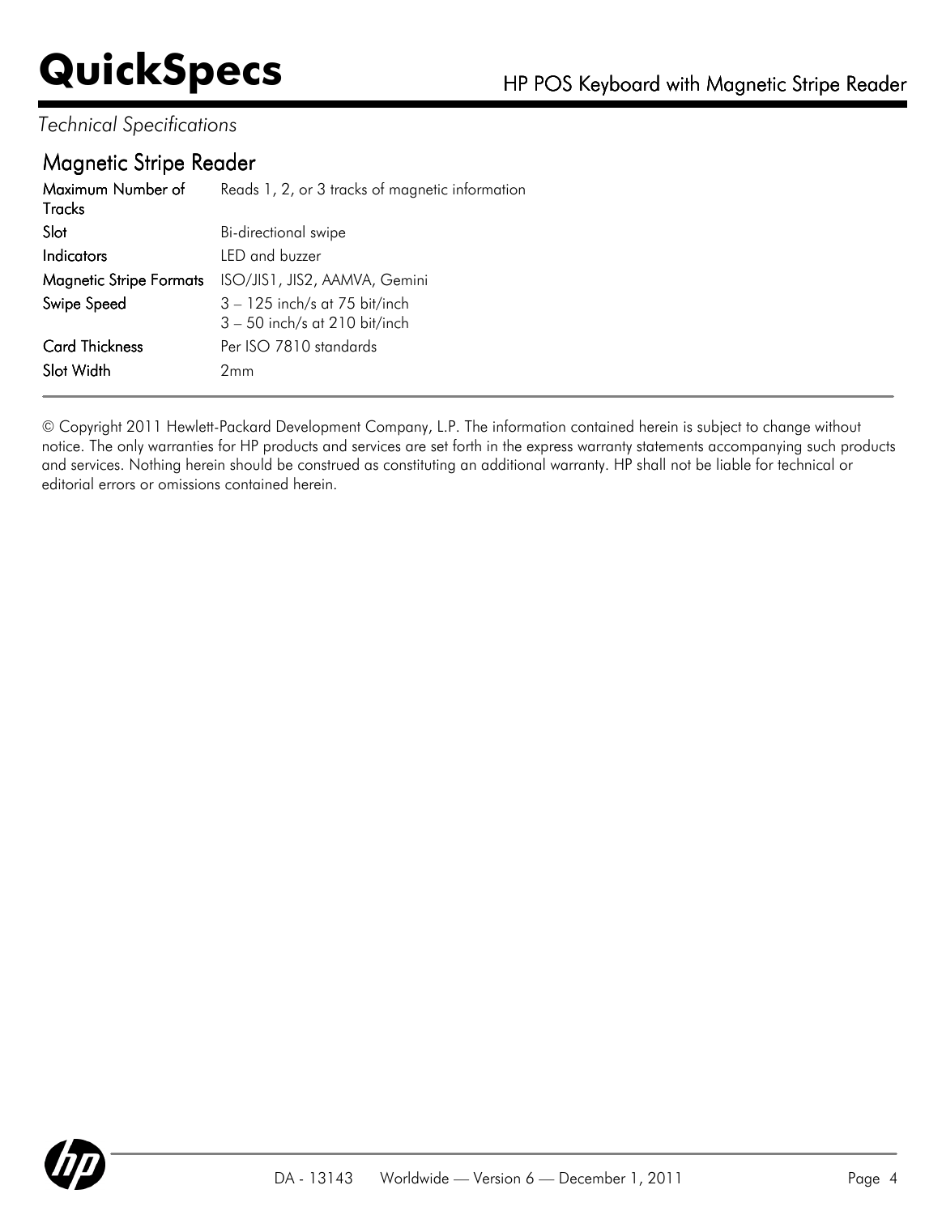*Technical Specifications*

## Magnetic Stripe Reader

| | |
|---|---|
| **Maximum Number of Tracks** | Reads 1, 2, or 3 tracks of magnetic information |
| **Slot** | Bi-directional swipe |
| **Indicators** | LED and buzzer |
| **Magnetic Stripe Formats** | ISO/JIS1, JIS2, AAMVA, Gemini |
| **Swipe Speed** | 3 – 125 inch/s at 75 bit/inch<br>3 – 50 inch/s at 210 bit/inch |
| **Card Thickness** | Per ISO 7810 standards |
| **Slot Width** | 2mm |

© Copyright 2011 Hewlett-Packard Development Company, L.P. The information contained herein is subject to change without notice. The only warranties for HP products and services are set forth in the express warranty statements accompanying such products and services. Nothing herein should be construed as constituting an additional warranty. HP shall not be liable for technical or editorial errors or omissions contained herein.